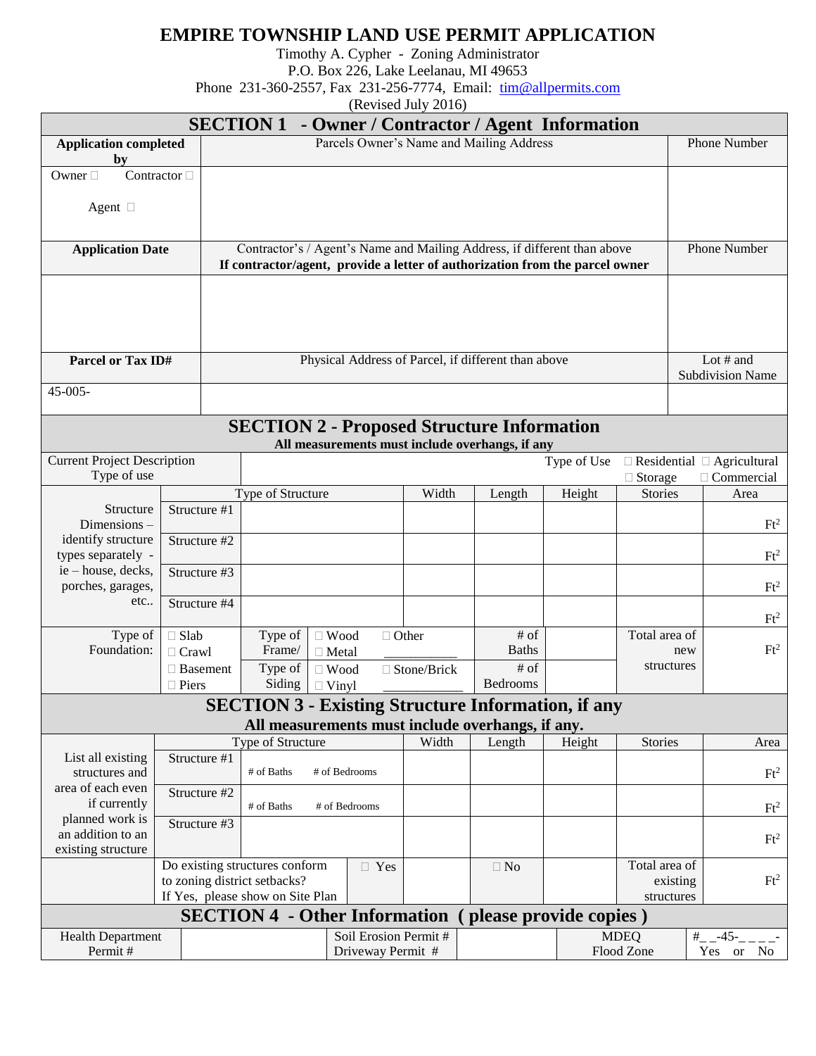# EMPIRE TOWNSHIP LAND USE PERMIT APPLICATION

Timothy A. Cypher - Zoning Administrator
P.O. Box 226, Lake Leelanau, MI 49653
Phone 231-360-2557, Fax 231-256-7774, Email: tim@allpermits.com
(Revised July 2016)

## SECTION 1 - Owner / Contractor / Agent Information

| **Application completed by** | Parcels Owner's Name and Mailing Address | Phone Number |
|---|---|---|
| Owner ☐ Contractor ☐ Agent ☐ | | |
| **Application Date** | Contractor's / Agent's Name and Mailing Address, if different than above **If contractor/agent, provide a letter of authorization from the parcel owner** | Phone Number |
| | | |
| **Parcel or Tax ID#** | Physical Address of Parcel, if different than above | Lot # and Subdivision Name |
| 45-005- | | |

## SECTION 2 - Proposed Structure Information

**All measurements must include overhangs, if any**

Current Project Description — Type of use: Type of Use ☐ Residential ☐ Agricultural ☐ Storage ☐ Commercial

| Structure Dimensions – identify structure types separately - ie – house, decks, porches, garages, etc.. | | Type of Structure | Width | Length | Height | Stories | Area |
|---|---|---|---|---|---|---|---|
| | Structure #1 | | | | | | Ft² |
| | Structure #2 | | | | | | Ft² |
| | Structure #3 | | | | | | Ft² |
| | Structure #4 | | | | | | Ft² |

| Type of Foundation: | Type of Frame/ | | # of Baths | | Total area of new structures | Ft² |
|---|---|---|---|---|---|---|
| ☐ Slab ☐ Crawl ☐ Basement ☐ Piers | | ☐ Wood ☐ Metal ☐ Other ___________ | | | | |
| | Type of Siding | ☐ Wood ☐ Vinyl ☐ Stone/Brick ___________ | # of Bedrooms | | | |

## SECTION 3 - Existing Structure Information, if any

**All measurements must include overhangs, if any.**

| List all existing structures and area of each even if currently planned work is an addition to an existing structure | | Type of Structure | Width | Length | Height | Stories | Area |
|---|---|---|---|---|---|---|---|
| | Structure #1 | # of Baths # of Bedrooms | | | | | Ft² |
| | Structure #2 | # of Baths # of Bedrooms | | | | | Ft² |
| | Structure #3 | | | | | | Ft² |
| | Do existing structures conform to zoning district setbacks? If Yes, please show on Site Plan | ☐ Yes | | ☐ No | | Total area of existing structures | Ft² |

## SECTION 4 - Other Information ( please provide copies )

| Health Department Permit # | | Soil Erosion Permit # Driveway Permit # | | MDEQ Flood Zone | #_ _-45-_ _ _ _- Yes or No |
|---|---|---|---|---|---|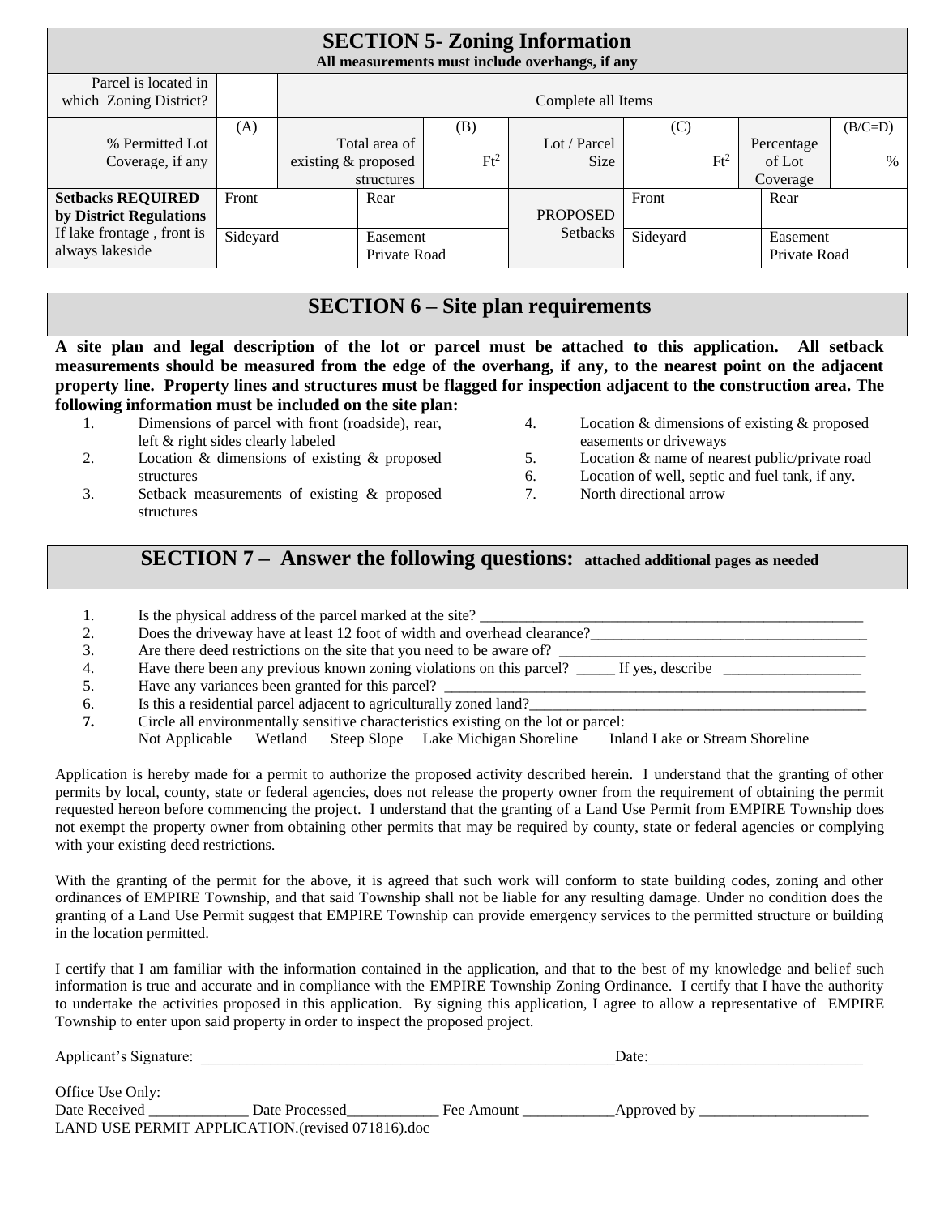## SECTION 5- Zoning Information

**All measurements must include overhangs, if any**

| | | | | | | | | |
|---|---|---|---|---|---|---|---|---|
| Parcel is located in which Zoning District? | | Complete all Items | | | | | | |
| % Permitted Lot Coverage, if any | (A) | Total area of existing & proposed structures | (B) $Ft^2$ | Lot / Parcel Size | (C) $Ft^2$ | Percentage of Lot Coverage | (B/C=D) % | |
| **Setbacks REQUIRED by District Regulations** | Front | | Rear | PROPOSED Setbacks | Front | | Rear | |
| If lake frontage , front is always lakeside | Sideyard | | Easement Private Road | | Sideyard | | Easement Private Road | |

## SECTION 6 – Site plan requirements

**A site plan and legal description of the lot or parcel must be attached to this application. All setback measurements should be measured from the edge of the overhang, if any, to the nearest point on the adjacent property line. Property lines and structures must be flagged for inspection adjacent to the construction area. The following information must be included on the site plan:**

1. Dimensions of parcel with front (roadside), rear, left & right sides clearly labeled
2. Location & dimensions of existing & proposed structures
3. Setback measurements of existing & proposed structures
4. Location & dimensions of existing & proposed easements or driveways
5. Location & name of nearest public/private road
6. Location of well, septic and fuel tank, if any.
7. North directional arrow

## SECTION 7 – Answer the following questions: attached additional pages as needed

1. Is the physical address of the parcel marked at the site? ____________________________________________________
2. Does the driveway have at least 12 foot of width and overhead clearance?____________________________________
3. Are there deed restrictions on the site that you need to be aware of? ________________________________________
4. Have there been any previous known zoning violations on this parcel? _____ If yes, describe __________________
5. Have any variances been granted for this parcel? _______________________________________________________
6. Is this a residential parcel adjacent to agriculturally zoned land?_____________________________________________
7. Circle all environmentally sensitive characteristics existing on the lot or parcel:
   Not Applicable   Wetland   Steep Slope   Lake Michigan Shoreline   Inland Lake or Stream Shoreline

Application is hereby made for a permit to authorize the proposed activity described herein. I understand that the granting of other permits by local, county, state or federal agencies, does not release the property owner from the requirement of obtaining the permit requested hereon before commencing the project. I understand that the granting of a Land Use Permit from EMPIRE Township does not exempt the property owner from obtaining other permits that may be required by county, state or federal agencies or complying with your existing deed restrictions.

With the granting of the permit for the above, it is agreed that such work will conform to state building codes, zoning and other ordinances of EMPIRE Township, and that said Township shall not be liable for any resulting damage. Under no condition does the granting of a Land Use Permit suggest that EMPIRE Township can provide emergency services to the permitted structure or building in the location permitted.

I certify that I am familiar with the information contained in the application, and that to the best of my knowledge and belief such information is true and accurate and in compliance with the EMPIRE Township Zoning Ordinance. I certify that I have the authority to undertake the activities proposed in this application. By signing this application, I agree to allow a representative of EMPIRE Township to enter upon said property in order to inspect the proposed project.

Applicant's Signature: ________________________________________________________Date:___________________________

Office Use Only:
Date Received _____________ Date Processed___________ Fee Amount ____________Approved by ______________________
LAND USE PERMIT APPLICATION.(revised 071816).doc